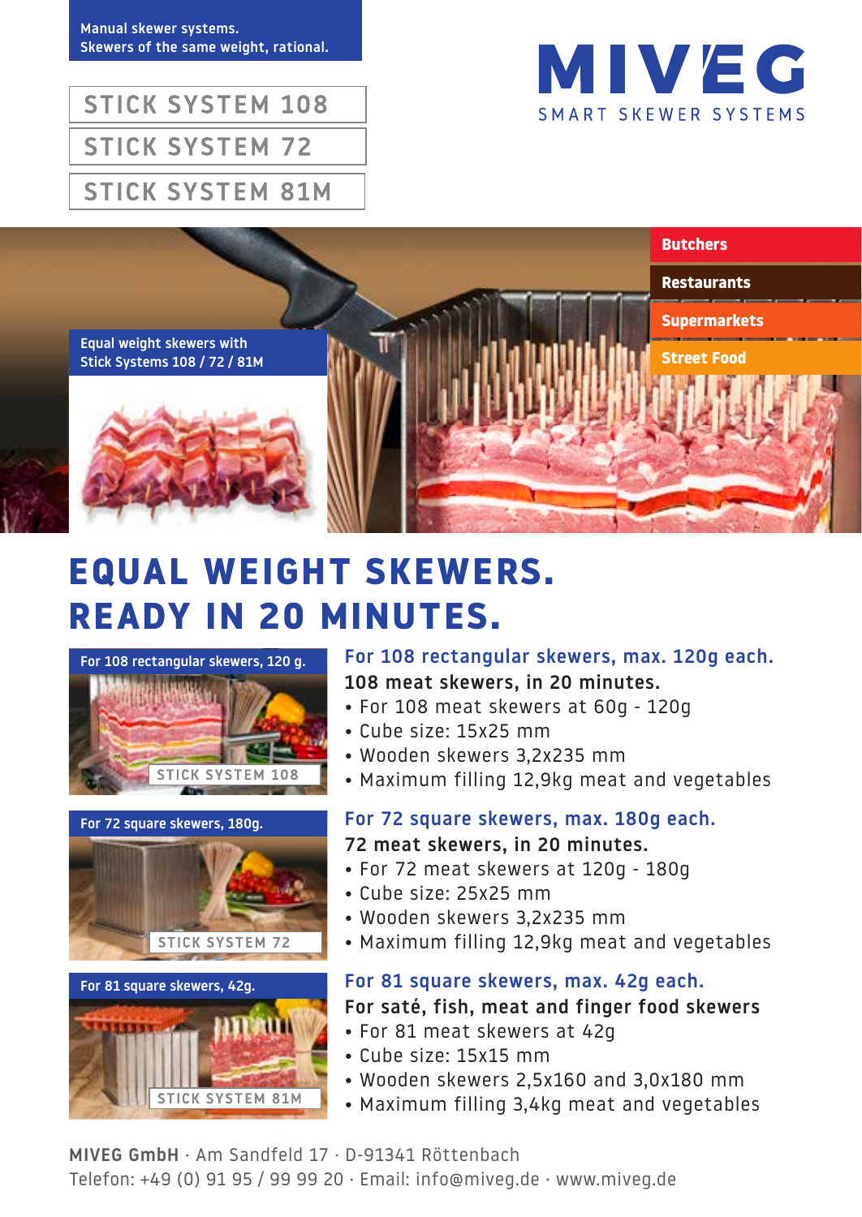Manual skewer systems.
Skewers of the same weight, rational.

STICK SYSTEM 108

STICK SYSTEM 72

STICK SYSTEM 81M

MIVEG
SMART SKEWER SYSTEMS

Butchers

Restaurants

Supermarkets

Street Food

Equal weight skewers with Stick Systems 108 / 72 / 81M

# EQUAL WEIGHT SKEWERS. READY IN 20 MINUTES.

For 108 rectangular skewers, 120 g.

STICK SYSTEM 108

## For 108 rectangular skewers, max. 120g each.

**108 meat skewers, in 20 minutes.**

- For 108 meat skewers at 60g - 120g
- Cube size: 15x25 mm
- Wooden skewers 3,2x235 mm
- Maximum filling 12,9kg meat and vegetables

For 72 square skewers, 180g.

STICK SYSTEM 72

## For 72 square skewers, max. 180g each.

**72 meat skewers, in 20 minutes.**

- For 72 meat skewers at 120g - 180g
- Cube size: 25x25 mm
- Wooden skewers 3,2x235 mm
- Maximum filling 12,9kg meat and vegetables

For 81 square skewers, 42g.

STICK SYSTEM 81M

## For 81 square skewers, max. 42g each.

**For saté, fish, meat and finger food skewers**

- For 81 meat skewers at 42g
- Cube size: 15x15 mm
- Wooden skewers 2,5x160 and 3,0x180 mm
- Maximum filling 3,4kg meat and vegetables

**MIVEG GmbH** · Am Sandfeld 17 · D-91341 Röttenbach
Telefon: +49 (0) 91 95 / 99 99 20 · Email: info@miveg.de · www.miveg.de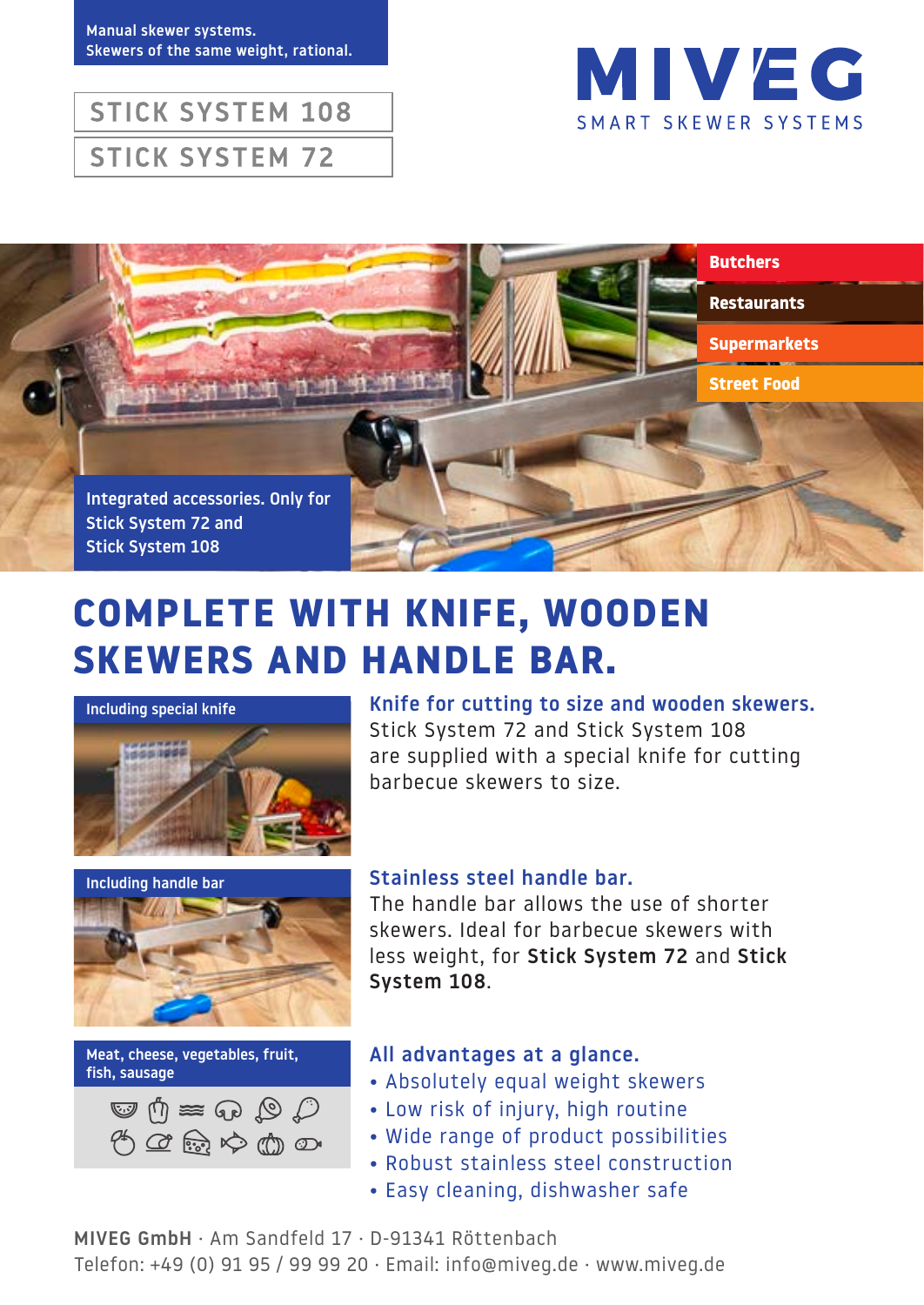Manual skewer systems.
Skewers of the same weight, rational.

STICK SYSTEM 108

STICK SYSTEM 72

MIVEG
SMART SKEWER SYSTEMS

Butchers

Restaurants

Supermarkets

Street Food

Integrated accessories. Only for Stick System 72 and Stick System 108

# COMPLETE WITH KNIFE, WOODEN SKEWERS AND HANDLE BAR.

Including special knife

### Knife for cutting to size and wooden skewers.

Stick System 72 and Stick System 108 are supplied with a special knife for cutting barbecue skewers to size.

Including handle bar

### Stainless steel handle bar.

The handle bar allows the use of shorter skewers. Ideal for barbecue skewers with less weight, for **Stick System 72** and **Stick System 108**.

Meat, cheese, vegetables, fruit, fish, sausage

### All advantages at a glance.

- Absolutely equal weight skewers
- Low risk of injury, high routine
- Wide range of product possibilities
- Robust stainless steel construction
- Easy cleaning, dishwasher safe

**MIVEG GmbH** · Am Sandfeld 17 · D-91341 Röttenbach
Telefon: +49 (0) 91 95 / 99 99 20 · Email: info@miveg.de · www.miveg.de